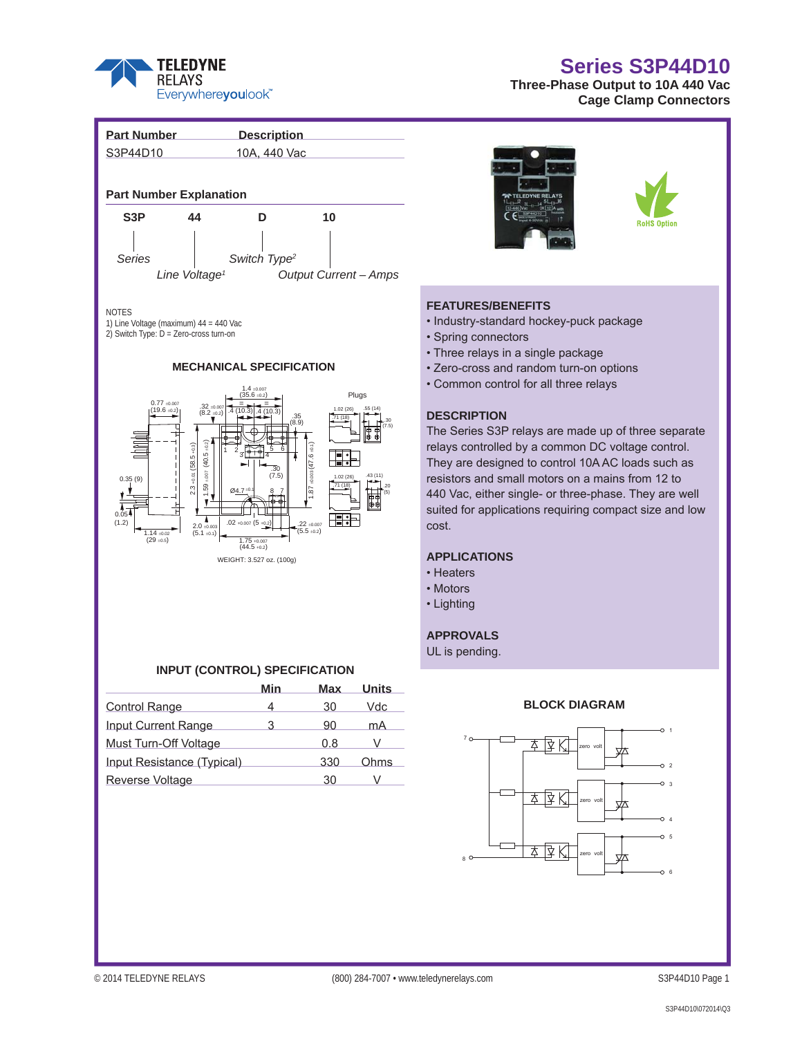# Series S3P44D10

**Three-Phase Output to 10A 440 Vac**
**Cage Clamp Connectors**

| Part Number | Description |
|---|---|
| S3P44D10 | 10A, 440 Vac |

## Part Number Explanation

| S3P | 44 | D | 10 |
|---|---|---|---|
| *Series* | *Line Voltage[1]* | *Switch Type[2]* | *Output Current – Amps* |

NOTES
1) Line Voltage (maximum) 44 = 440 Vac
2) Switch Type: D = Zero-cross turn-on

## MECHANICAL SPECIFICATION

WEIGHT: 3.527 oz. (100g)

## INPUT (CONTROL) SPECIFICATION

| | Min | Max | Units |
|---|---|---|---|
| Control Range | 4 | 30 | Vdc |
| Input Current Range | 3 | 90 | mA |
| Must Turn-Off Voltage | | 0.8 | V |
| Input Resistance (Typical) | | 330 | Ohms |
| Reverse Voltage | | 30 | V |

RoHS Option

## FEATURES/BENEFITS

- Industry-standard hockey-puck package
- Spring connectors
- Three relays in a single package
- Zero-cross and random turn-on options
- Common control for all three relays

## DESCRIPTION

The Series S3P relays are made up of three separate relays controlled by a common DC voltage control. They are designed to control 10A AC loads such as resistors and small motors on a mains from 12 to 440 Vac, either single- or three-phase. They are well suited for applications requiring compact size and low cost.

## APPLICATIONS

- Heaters
- Motors
- Lighting

## APPROVALS

UL is pending.

## BLOCK DIAGRAM

© 2014 TELEDYNE RELAYS (800) 284-7007 • www.teledynerelays.com

S3P44D10\072014\Q3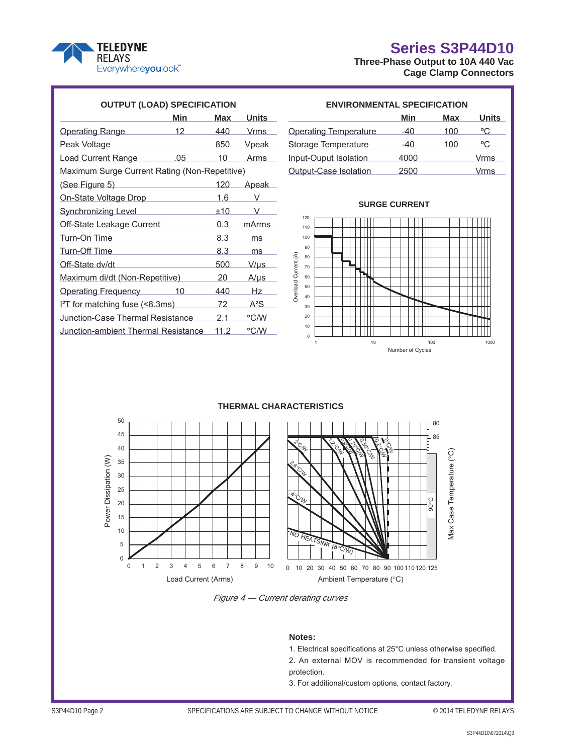# Series S3P44D10

**Three-Phase Output to 10A 440 Vac**
**Cage Clamp Connectors**

## OUTPUT (LOAD) SPECIFICATION

| | Min | Max | Units |
|---|---|---|---|
| Operating Range | 12 | 440 | Vrms |
| Peak Voltage | | 850 | Vpeak |
| Load Current Range | .05 | 10 | Arms |
| Maximum Surge Current Rating (Non-Repetitive) (See Figure 5) | | 120 | Apeak |
| On-State Voltage Drop | | 1.6 | V |
| Synchronizing Level | | ±10 | V |
| Off-State Leakage Current | | 0.3 | mArms |
| Turn-On Time | | 8.3 | ms |
| Turn-Off Time | | 8.3 | ms |
| Off-State dv/dt | | 500 | V/µs |
| Maximum di/dt (Non-Repetitive) | | 20 | A/µs |
| Operating Frequency | 10 | 440 | Hz |
| I²T for matching fuse (<8.3ms) | | 72 | A²S |
| Junction-Case Thermal Resistance | | 2.1 | °C/W |
| Junction-ambient Thermal Resistance | | 11.2 | °C/W |

## ENVIRONMENTAL SPECIFICATION

| | Min | Max | Units |
|---|---|---|---|
| Operating Temperature | -40 | 100 | °C |
| Storage Temperature | -40 | 100 | °C |
| Input-Ouput Isolation | 4000 | | Vrms |
| Output-Case Isolation | 2500 | | Vrms |

## SURGE CURRENT

Overload Current (A)
120
110
100
90
80
70
60
50
40
30
20
10
0
1
10
100
1000
Number of Cycles

## THERMAL CHARACTERISTICS

Power Dissipation (W)
50
45
40
35
30
25
20
15
10
5
0
0 1 2 3 4 5 6 7 8 9 10
Load Current (Arms)

2°C/W
1.2°C/W
0.9°C/W
0.75°C/W
0.55°C/W
0.2°C/W
0°C/W
2.6°C/W
4°C/W
NO HEATSINK (8°C/W)
80
85
90°C
Max Case Temperature (°C)
0 10 20 30 40 50 60 70 80 90 100 110 120 125
Ambient Temperature (°C)

*Figure 4 — Current derating curves*

**Notes:**

1. Electrical specifications at 25°C unless otherwise specified.
2. An external MOV is recommended for transient voltage protection.
3. For additional/custom options, contact factory.